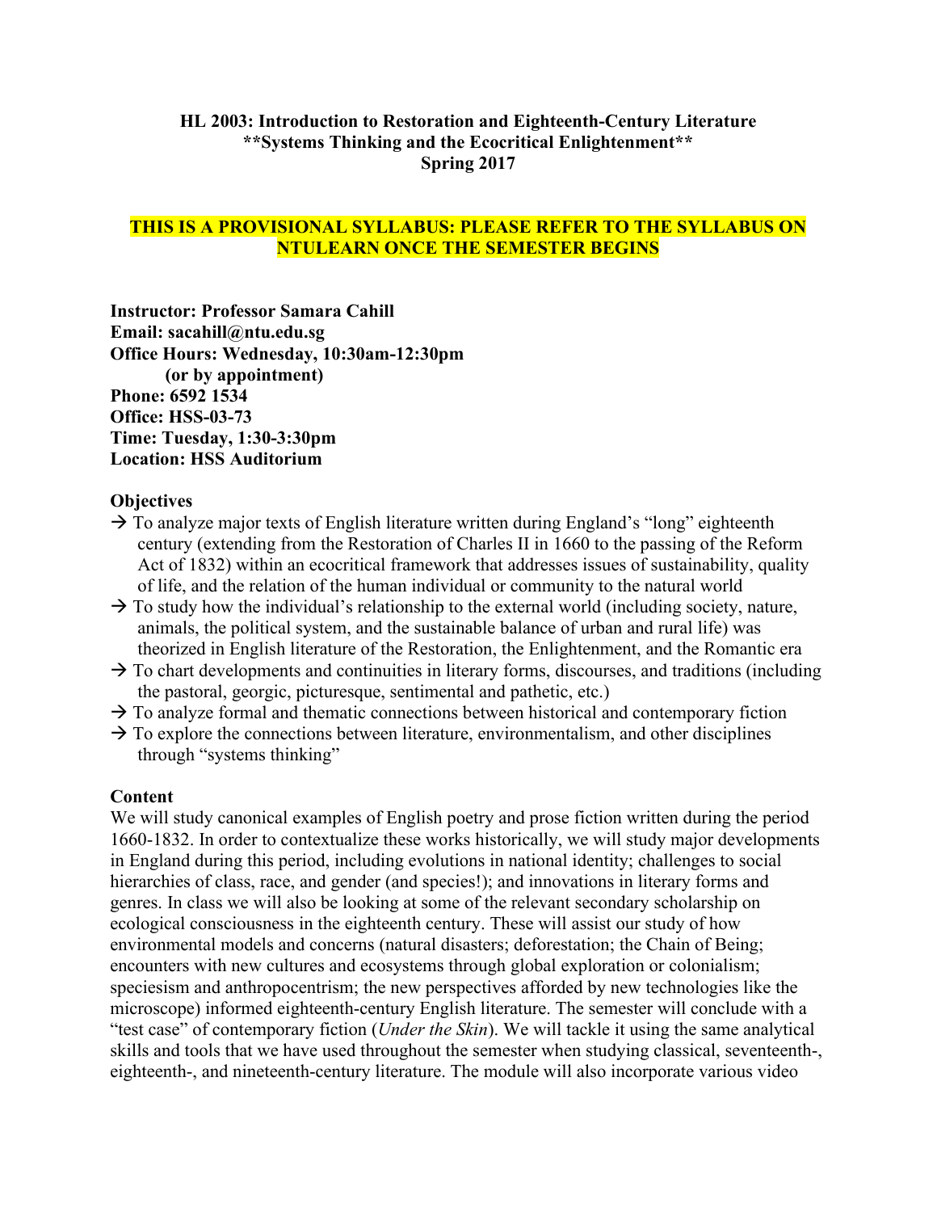**HL 2003: Introduction to Restoration and Eighteenth-Century Literature**
****Systems Thinking and the Ecocritical Enlightenment****
**Spring 2017**

**THIS IS A PROVISIONAL SYLLABUS: PLEASE REFER TO THE SYLLABUS ON NTULEARN ONCE THE SEMESTER BEGINS**

**Instructor: Professor Samara Cahill**
**Email: sacahill@ntu.edu.sg**
**Office Hours: Wednesday, 10:30am-12:30pm**
**(or by appointment)**
**Phone: 6592 1534**
**Office: HSS-03-73**
**Time: Tuesday, 1:30-3:30pm**
**Location: HSS Auditorium**

**Objectives**

→ To analyze major texts of English literature written during England's "long" eighteenth century (extending from the Restoration of Charles II in 1660 to the passing of the Reform Act of 1832) within an ecocritical framework that addresses issues of sustainability, quality of life, and the relation of the human individual or community to the natural world

→ To study how the individual's relationship to the external world (including society, nature, animals, the political system, and the sustainable balance of urban and rural life) was theorized in English literature of the Restoration, the Enlightenment, and the Romantic era

→ To chart developments and continuities in literary forms, discourses, and traditions (including the pastoral, georgic, picturesque, sentimental and pathetic, etc.)

→ To analyze formal and thematic connections between historical and contemporary fiction

→ To explore the connections between literature, environmentalism, and other disciplines through "systems thinking"

**Content**

We will study canonical examples of English poetry and prose fiction written during the period 1660-1832. In order to contextualize these works historically, we will study major developments in England during this period, including evolutions in national identity; challenges to social hierarchies of class, race, and gender (and species!); and innovations in literary forms and genres. In class we will also be looking at some of the relevant secondary scholarship on ecological consciousness in the eighteenth century. These will assist our study of how environmental models and concerns (natural disasters; deforestation; the Chain of Being; encounters with new cultures and ecosystems through global exploration or colonialism; speciesism and anthropocentrism; the new perspectives afforded by new technologies like the microscope) informed eighteenth-century English literature. The semester will conclude with a "test case" of contemporary fiction (*Under the Skin*). We will tackle it using the same analytical skills and tools that we have used throughout the semester when studying classical, seventeenth-, eighteenth-, and nineteenth-century literature. The module will also incorporate various video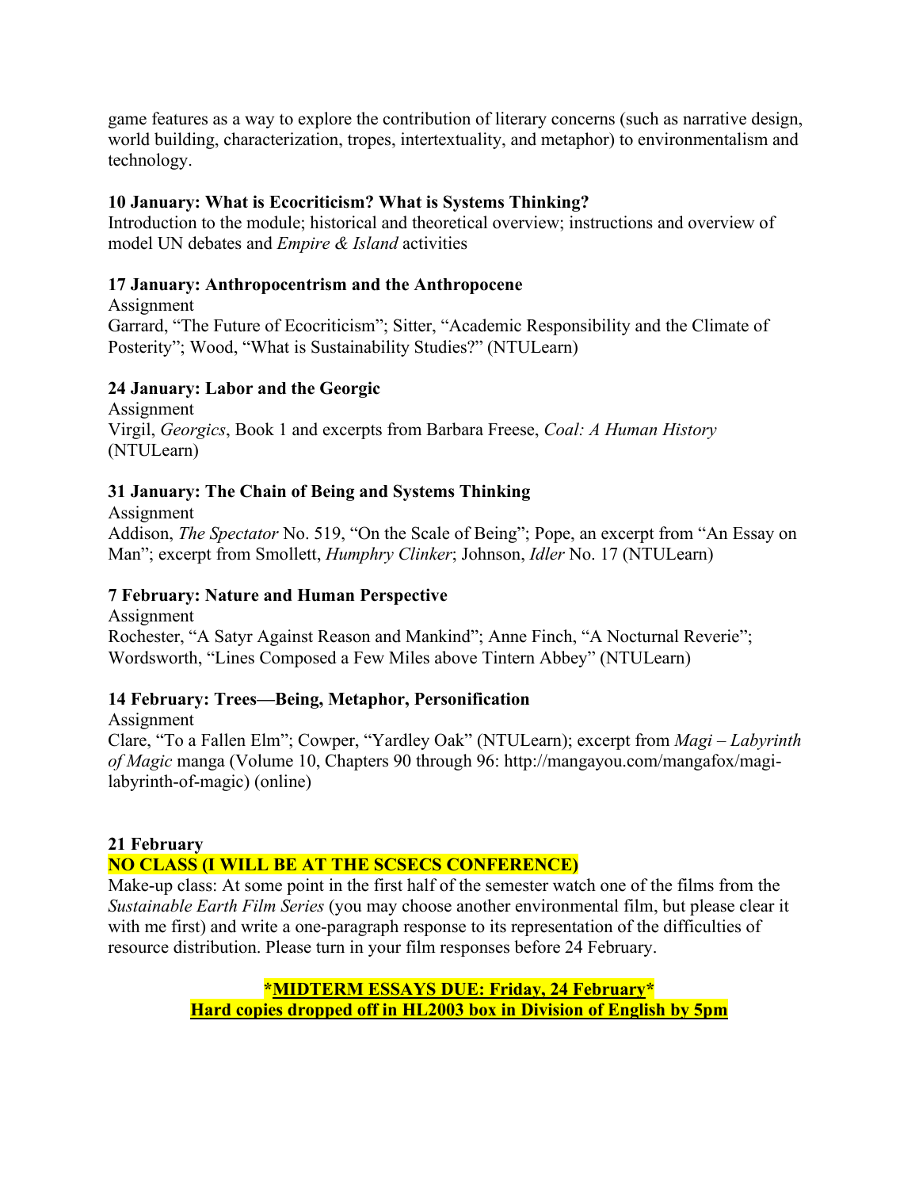game features as a way to explore the contribution of literary concerns (such as narrative design, world building, characterization, tropes, intertextuality, and metaphor) to environmentalism and technology.

**10 January: What is Ecocriticism? What is Systems Thinking?**
Introduction to the module; historical and theoretical overview; instructions and overview of model UN debates and *Empire & Island* activities

**17 January: Anthropocentrism and the Anthropocene**
Assignment
Garrard, "The Future of Ecocriticism"; Sitter, "Academic Responsibility and the Climate of Posterity"; Wood, "What is Sustainability Studies?" (NTULearn)

**24 January: Labor and the Georgic**
Assignment
Virgil, *Georgics*, Book 1 and excerpts from Barbara Freese, *Coal: A Human History* (NTULearn)

**31 January: The Chain of Being and Systems Thinking**
Assignment
Addison, *The Spectator* No. 519, "On the Scale of Being"; Pope, an excerpt from "An Essay on Man"; excerpt from Smollett, *Humphry Clinker*; Johnson, *Idler* No. 17 (NTULearn)

**7 February: Nature and Human Perspective**
Assignment
Rochester, "A Satyr Against Reason and Mankind"; Anne Finch, "A Nocturnal Reverie"; Wordsworth, "Lines Composed a Few Miles above Tintern Abbey" (NTULearn)

**14 February: Trees—Being, Metaphor, Personification**
Assignment
Clare, "To a Fallen Elm"; Cowper, "Yardley Oak" (NTULearn); excerpt from *Magi – Labyrinth of Magic* manga (Volume 10, Chapters 90 through 96: http://mangayou.com/mangafox/magi-labyrinth-of-magic) (online)

**21 February**
**NO CLASS (I WILL BE AT THE SCSECS CONFERENCE)**
Make-up class: At some point in the first half of the semester watch one of the films from the *Sustainable Earth Film Series* (you may choose another environmental film, but please clear it with me first) and write a one-paragraph response to its representation of the difficulties of resource distribution. Please turn in your film responses before 24 February.

**\*MIDTERM ESSAYS DUE: Friday, 24 February\***
**Hard copies dropped off in HL2003 box in Division of English by 5pm**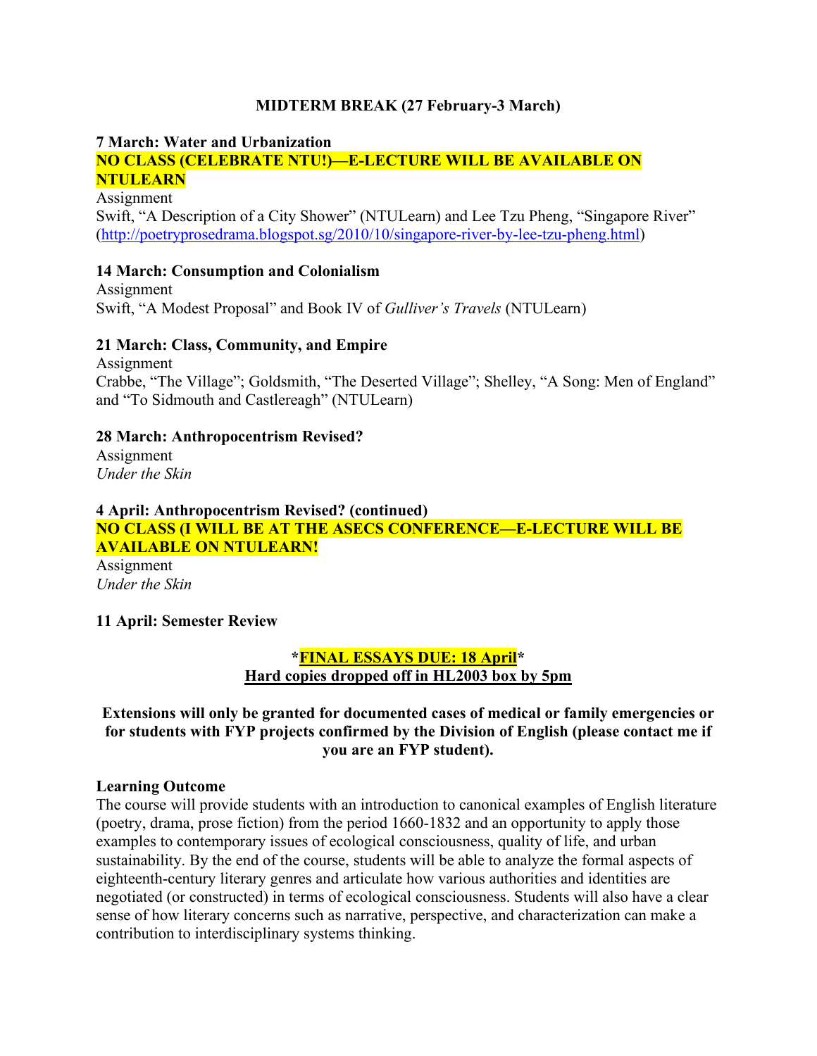**MIDTERM BREAK (27 February-3 March)**

**7 March: Water and Urbanization**
**NO CLASS (CELEBRATE NTU!)—E-LECTURE WILL BE AVAILABLE ON NTULEARN**
Assignment
Swift, "A Description of a City Shower" (NTULearn) and Lee Tzu Pheng, "Singapore River" (http://poetryprosedrama.blogspot.sg/2010/10/singapore-river-by-lee-tzu-pheng.html)

**14 March: Consumption and Colonialism**
Assignment
Swift, "A Modest Proposal" and Book IV of *Gulliver's Travels* (NTULearn)

**21 March: Class, Community, and Empire**
Assignment
Crabbe, "The Village"; Goldsmith, "The Deserted Village"; Shelley, "A Song: Men of England" and "To Sidmouth and Castlereagh" (NTULearn)

**28 March: Anthropocentrism Revised?**
Assignment
*Under the Skin*

**4 April: Anthropocentrism Revised? (continued)**
**NO CLASS (I WILL BE AT THE ASECS CONFERENCE—E-LECTURE WILL BE AVAILABLE ON NTULEARN!**
Assignment
*Under the Skin*

**11 April: Semester Review**

**\*FINAL ESSAYS DUE: 18 April\***
**Hard copies dropped off in HL2003 box by 5pm**

**Extensions will only be granted for documented cases of medical or family emergencies or for students with FYP projects confirmed by the Division of English (please contact me if you are an FYP student).**

**Learning Outcome**
The course will provide students with an introduction to canonical examples of English literature (poetry, drama, prose fiction) from the period 1660-1832 and an opportunity to apply those examples to contemporary issues of ecological consciousness, quality of life, and urban sustainability. By the end of the course, students will be able to analyze the formal aspects of eighteenth-century literary genres and articulate how various authorities and identities are negotiated (or constructed) in terms of ecological consciousness. Students will also have a clear sense of how literary concerns such as narrative, perspective, and characterization can make a contribution to interdisciplinary systems thinking.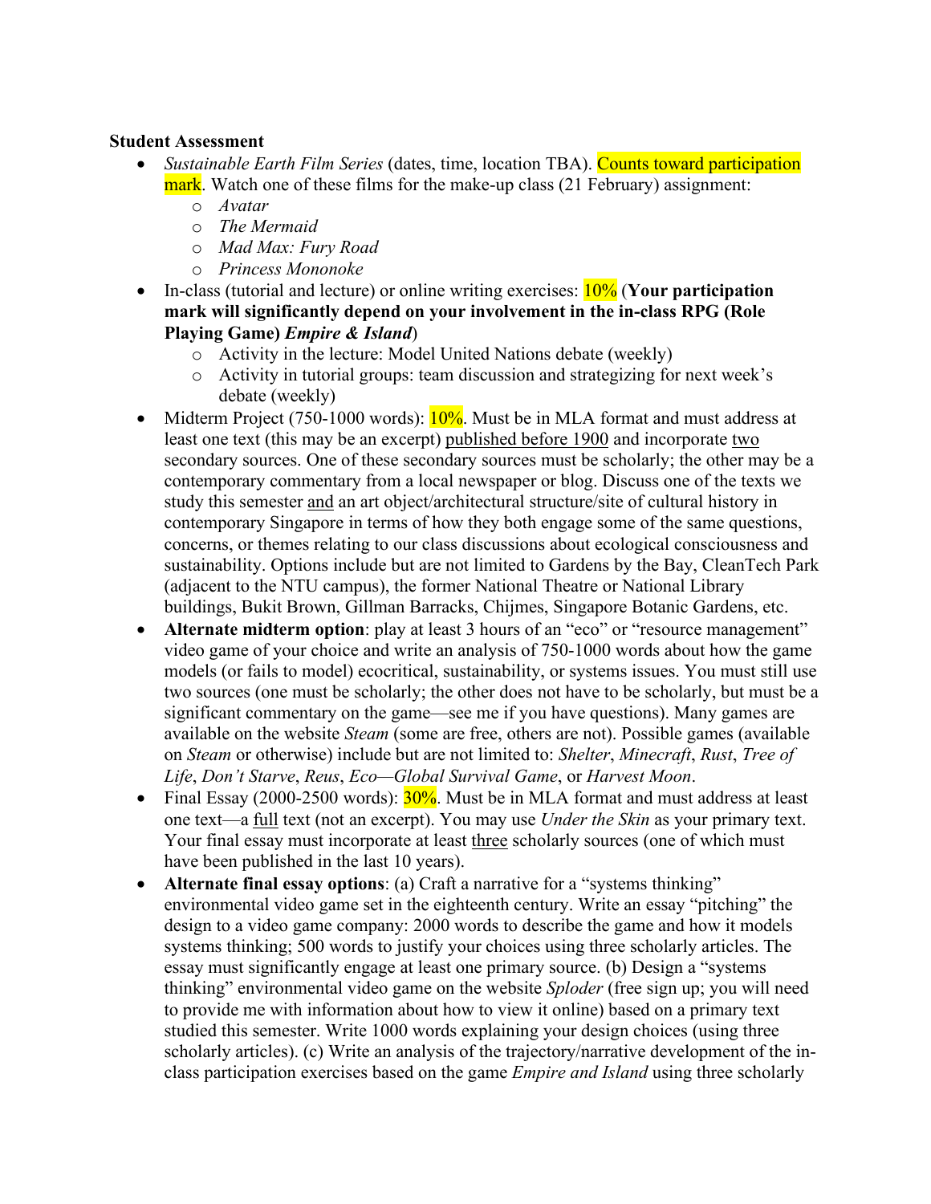**Student Assessment**

- *Sustainable Earth Film Series* (dates, time, location TBA). Counts toward participation mark. Watch one of these films for the make-up class (21 February) assignment:
  - *Avatar*
  - *The Mermaid*
  - *Mad Max: Fury Road*
  - *Princess Mononoke*
- In-class (tutorial and lecture) or online writing exercises: 10% (**Your participation mark will significantly depend on your involvement in the in-class RPG (Role Playing Game) *Empire & Island***)
  - Activity in the lecture: Model United Nations debate (weekly)
  - Activity in tutorial groups: team discussion and strategizing for next week's debate (weekly)
- Midterm Project (750-1000 words): 10%. Must be in MLA format and must address at least one text (this may be an excerpt) published before 1900 and incorporate two secondary sources. One of these secondary sources must be scholarly; the other may be a contemporary commentary from a local newspaper or blog. Discuss one of the texts we study this semester and an art object/architectural structure/site of cultural history in contemporary Singapore in terms of how they both engage some of the same questions, concerns, or themes relating to our class discussions about ecological consciousness and sustainability. Options include but are not limited to Gardens by the Bay, CleanTech Park (adjacent to the NTU campus), the former National Theatre or National Library buildings, Bukit Brown, Gillman Barracks, Chijmes, Singapore Botanic Gardens, etc.
- **Alternate midterm option**: play at least 3 hours of an "eco" or "resource management" video game of your choice and write an analysis of 750-1000 words about how the game models (or fails to model) ecocritical, sustainability, or systems issues. You must still use two sources (one must be scholarly; the other does not have to be scholarly, but must be a significant commentary on the game—see me if you have questions). Many games are available on the website *Steam* (some are free, others are not). Possible games (available on *Steam* or otherwise) include but are not limited to: *Shelter*, *Minecraft*, *Rust*, *Tree of Life*, *Don't Starve*, *Reus*, *Eco—Global Survival Game*, or *Harvest Moon*.
- Final Essay (2000-2500 words): 30%. Must be in MLA format and must address at least one text—a full text (not an excerpt). You may use *Under the Skin* as your primary text. Your final essay must incorporate at least three scholarly sources (one of which must have been published in the last 10 years).
- **Alternate final essay options**: (a) Craft a narrative for a "systems thinking" environmental video game set in the eighteenth century. Write an essay "pitching" the design to a video game company: 2000 words to describe the game and how it models systems thinking; 500 words to justify your choices using three scholarly articles. The essay must significantly engage at least one primary source. (b) Design a "systems thinking" environmental video game on the website *Sploder* (free sign up; you will need to provide me with information about how to view it online) based on a primary text studied this semester. Write 1000 words explaining your design choices (using three scholarly articles). (c) Write an analysis of the trajectory/narrative development of the in-class participation exercises based on the game *Empire and Island* using three scholarly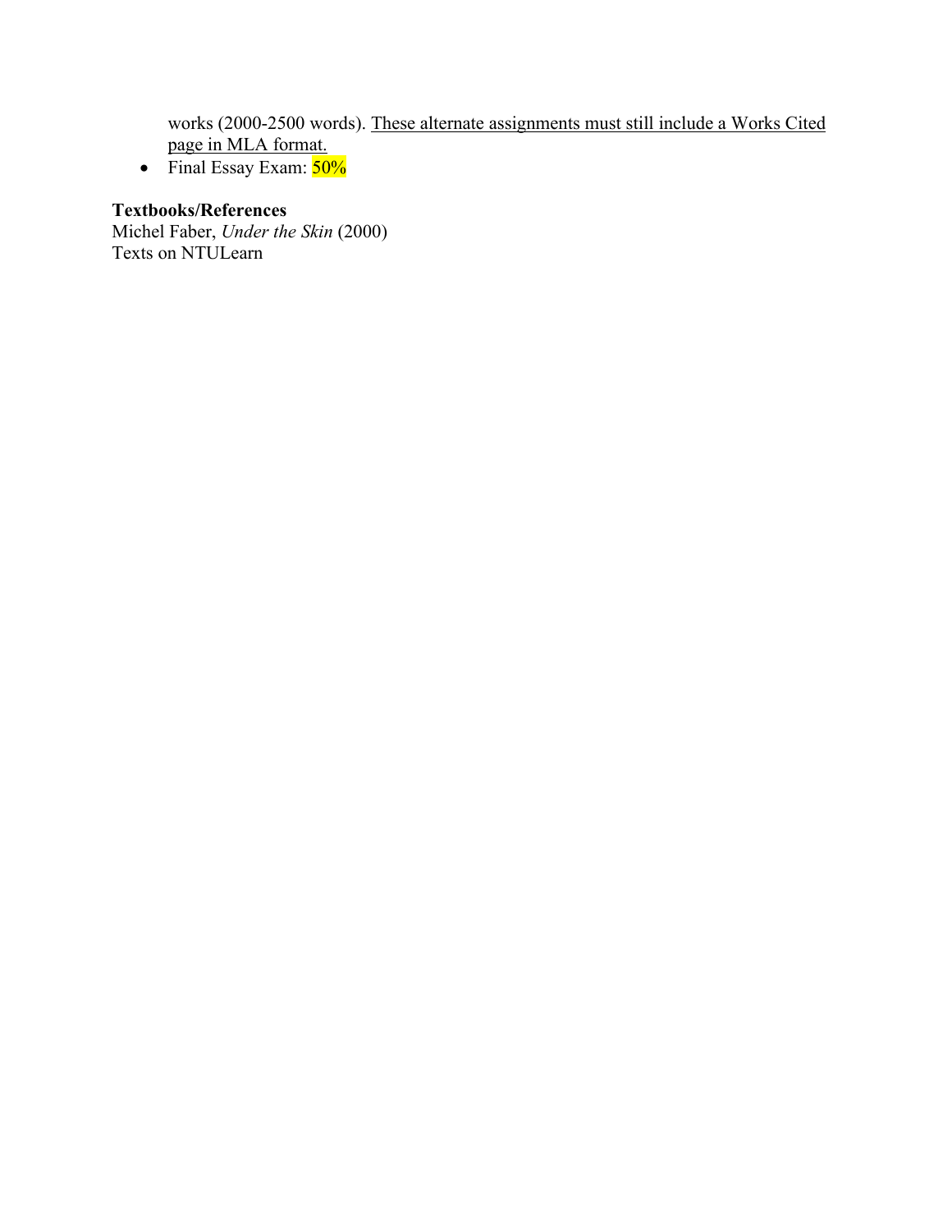works (2000-2500 words). <u>These alternate assignments must still include a Works Cited page in MLA format.</u>

- Final Essay Exam: 50%

**Textbooks/References**

Michel Faber, *Under the Skin* (2000)
Texts on NTULearn